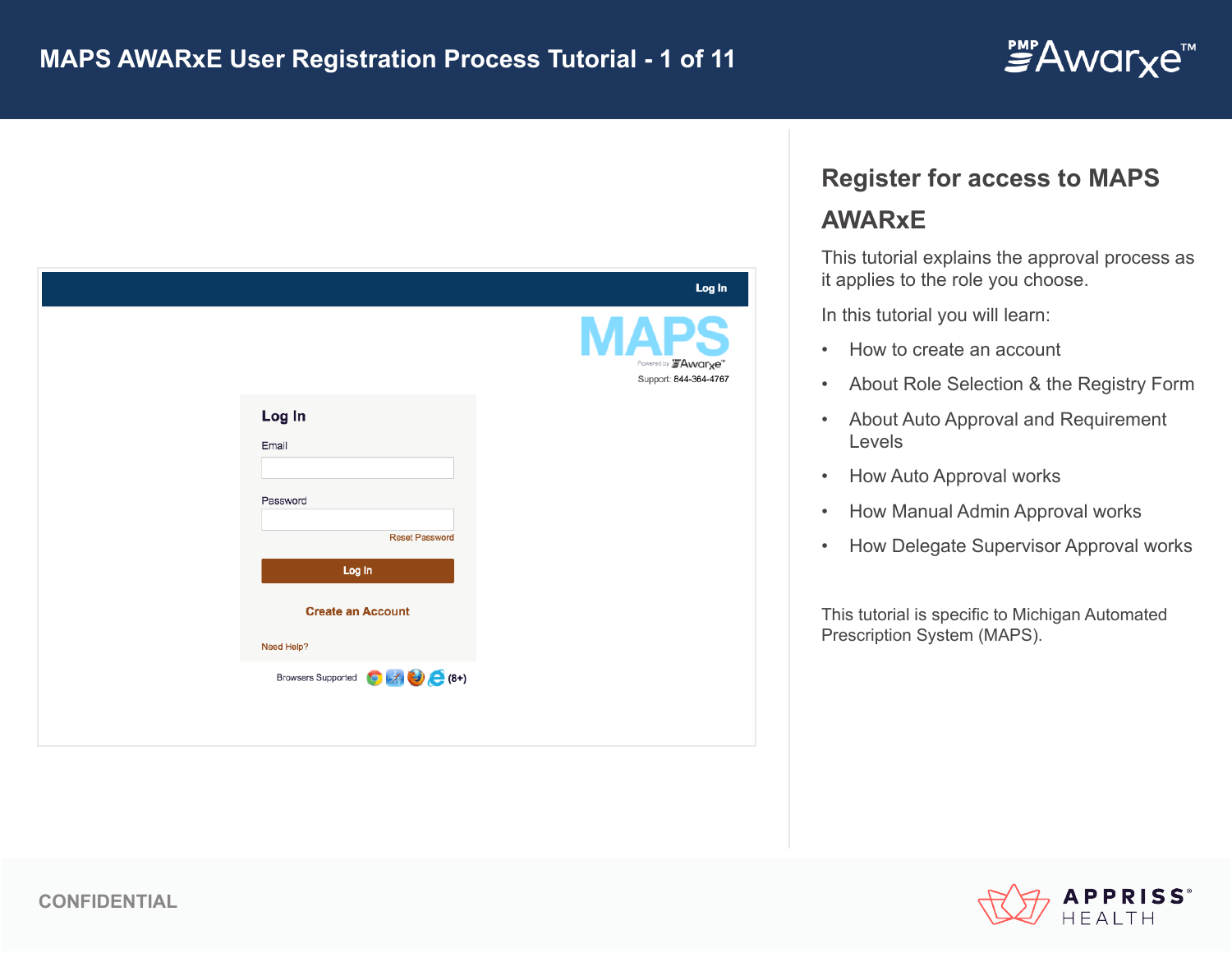# MAPS AWARxE User Registration Process Tutorial

## Register for access to MAPS AWARxE

This tutorial explains the approval process as it applies to the role you choose.

In this tutorial you will learn:

- How to create an account
- About Role Selection & the Registry Form
- About Auto Approval and Requirement Levels
- How Auto Approval works
- How Manual Admin Approval works
- How Delegate Supervisor Approval works

This tutorial is specific to Michigan Automated Prescription System (MAPS).

CONFIDENTIAL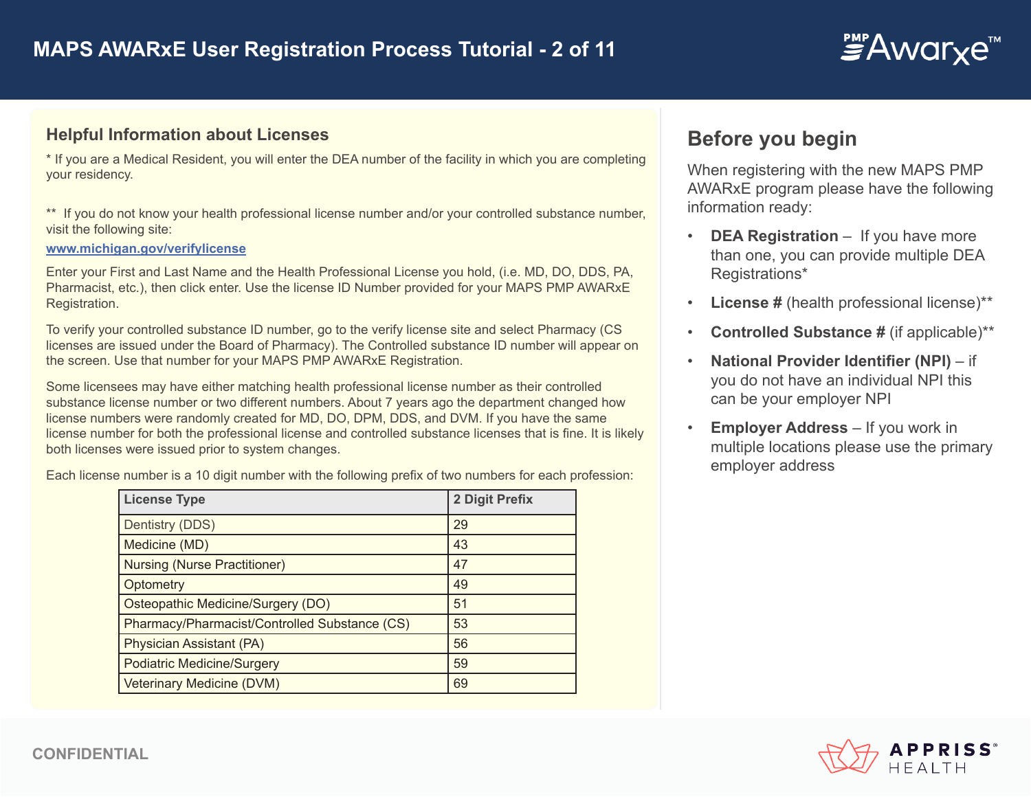## Helpful Information about Licenses

* If you are a Medical Resident, you will enter the DEA number of the facility in which you are completing your residency.

** If you do not know your health professional license number and/or your controlled substance number, visit the following site:

[www.michigan.gov/verifylicense](http://www.michigan.gov/verifylicense)

Enter your First and Last Name and the Health Professional License you hold, (i.e. MD, DO, DDS, PA, Pharmacist, etc.), then click enter. Use the license ID Number provided for your MAPS PMP AWARxE Registration.

To verify your controlled substance ID number, go to the verify license site and select Pharmacy (CS licenses are issued under the Board of Pharmacy). The Controlled substance ID number will appear on the screen. Use that number for your MAPS PMP AWARxE Registration.

Some licensees may have either matching health professional license number as their controlled substance license number or two different numbers. About 7 years ago the department changed how license numbers were randomly created for MD, DO, DPM, DDS, and DVM. If you have the same license number for both the professional license and controlled substance licenses that is fine. It is likely both licenses were issued prior to system changes.

Each license number is a 10 digit number with the following prefix of two numbers for each profession:

| License Type | 2 Digit Prefix |
|---|---|
| Dentistry (DDS) | 29 |
| Medicine (MD) | 43 |
| Nursing (Nurse Practitioner) | 47 |
| Optometry | 49 |
| Osteopathic Medicine/Surgery (DO) | 51 |
| Pharmacy/Pharmacist/Controlled Substance (CS) | 53 |
| Physician Assistant (PA) | 56 |
| Podiatric Medicine/Surgery | 59 |
| Veterinary Medicine (DVM) | 69 |

## Before you begin

When registering with the new MAPS PMP AWARxE program please have the following information ready:

- **DEA Registration** – If you have more than one, you can provide multiple DEA Registrations*
- **License #** (health professional license)**
- **Controlled Substance #** (if applicable)**
- **National Provider Identifier (NPI)** – if you do not have an individual NPI this can be your employer NPI
- **Employer Address** – If you work in multiple locations please use the primary employer address

CONFIDENTIAL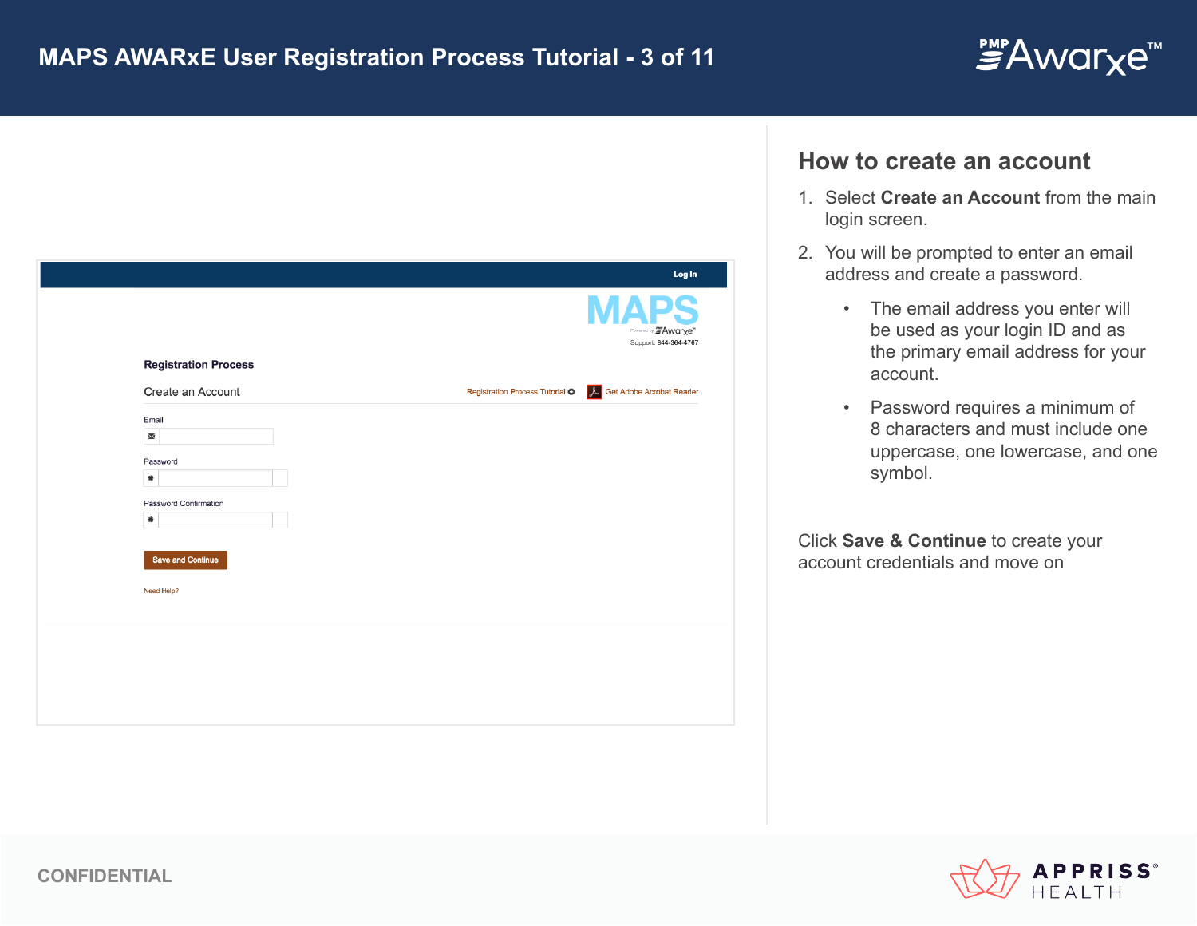# MAPS AWARxE User Registration Process Tutorial - 3 of 11

Registration Process

Create an Account

Registration Process Tutorial

Get Adobe Acrobat Reader

Email

Password

Password Confirmation

Save and Continue

Need Help?

## How to create an account

1. Select **Create an Account** from the main login screen.
2. You will be prompted to enter an email address and create a password.
    - The email address you enter will be used as your login ID and as the primary email address for your account.
    - Password requires a minimum of 8 characters and must include one uppercase, one lowercase, and one symbol.

Click **Save & Continue** to create your account credentials and move on

CONFIDENTIAL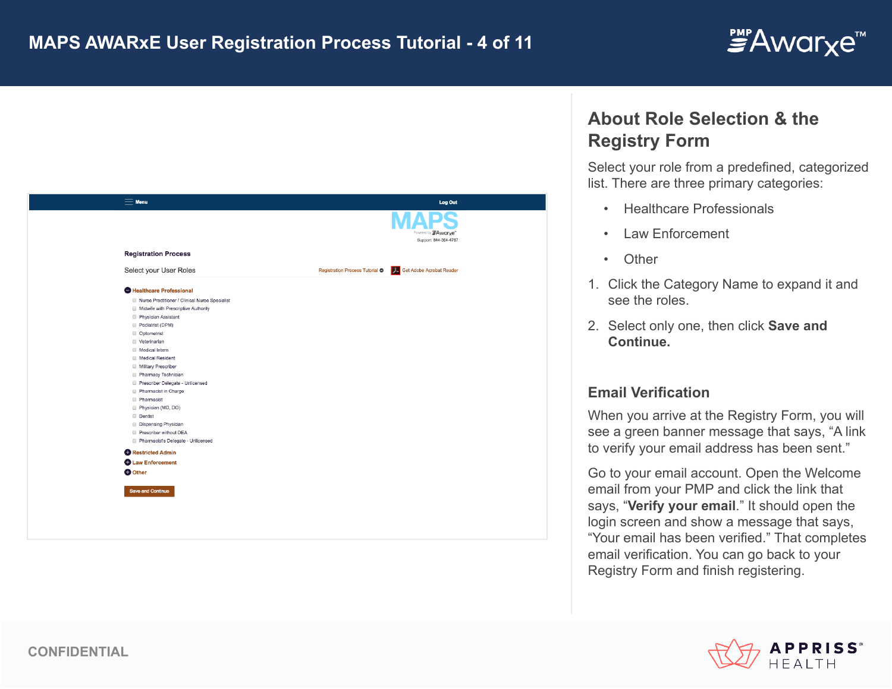# MAPS AWARxE User Registration Process Tutorial

**Registration Process**

Select your User Roles

Registration Process Tutorial | Get Adobe Acrobat Reader

**Healthcare Professional**

- Nurse Practitioner / Clinical Nurse Specialist
- Midwife with Prescriptive Authority
- Physician Assistant
- Podiatrist (DPM)
- Optometrist
- Veterinarian
- Medical Intern
- Medical Resident
- Military Prescriber
- Pharmacy Technician
- Prescriber Delegate - Unlicensed
- Pharmacist in Charge
- Pharmacist
- Physician (MD, DO)
- Dentist
- Dispensing Physician
- Prescriber without DEA
- Pharmacist's Delegate - Unlicensed

**Restricted Admin**

**Law Enforcement**

**Other**

Save and Continue

## About Role Selection & the Registry Form

Select your role from a predefined, categorized list. There are three primary categories:

- Healthcare Professionals
- Law Enforcement
- Other

1. Click the Category Name to expand it and see the roles.
2. Select only one, then click **Save and Continue.**

## Email Verification

When you arrive at the Registry Form, you will see a green banner message that says, "A link to verify your email address has been sent."

Go to your email account. Open the Welcome email from your PMP and click the link that says, "**Verify your email**." It should open the login screen and show a message that says, "Your email has been verified." That completes email verification. You can go back to your Registry Form and finish registering.

CONFIDENTIAL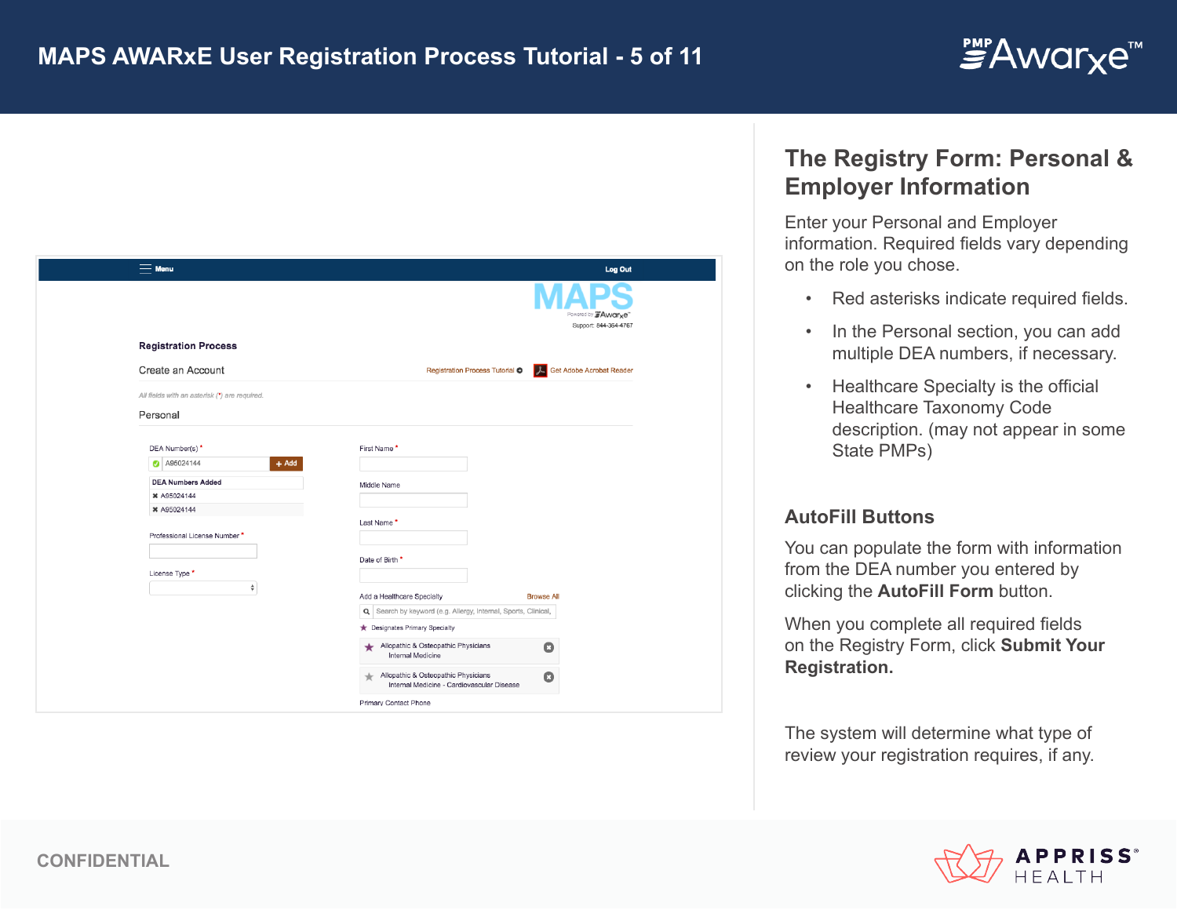# MAPS AWARxE User Registration Process Tutorial - 5 of 11

Menu | Log Out

MAPS
Powered by Awarxe
Support: 844-364-4767

**Registration Process**

Create an Account | Registration Process Tutorial | Get Adobe Acrobat Reader

*All fields with an asterisk (*) are required.*

Personal

DEA Number(s) *
A95024144 + Add

DEA Numbers Added
- A95024144
- A95024144

Professional License Number *

License Type *

First Name *

Middle Name

Last Name *

Date of Birth *

Add a Healthcare Specialty | Browse All

Search by keyword (e.g. Allergy, Internal, Sports, Clinical,

★ Designates Primary Specialty

★ Allopathic & Osteopathic Physicians
Internal Medicine

★ Allopathic & Osteopathic Physicians
Internal Medicine - Cardiovascular Disease

Primary Contact Phone

## The Registry Form: Personal & Employer Information

Enter your Personal and Employer information. Required fields vary depending on the role you chose.

- Red asterisks indicate required fields.
- In the Personal section, you can add multiple DEA numbers, if necessary.
- Healthcare Specialty is the official Healthcare Taxonomy Code description. (may not appear in some State PMPs)

### AutoFill Buttons

You can populate the form with information from the DEA number you entered by clicking the **AutoFill Form** button.

When you complete all required fields on the Registry Form, click **Submit Your Registration.**

The system will determine what type of review your registration requires, if any.

CONFIDENTIAL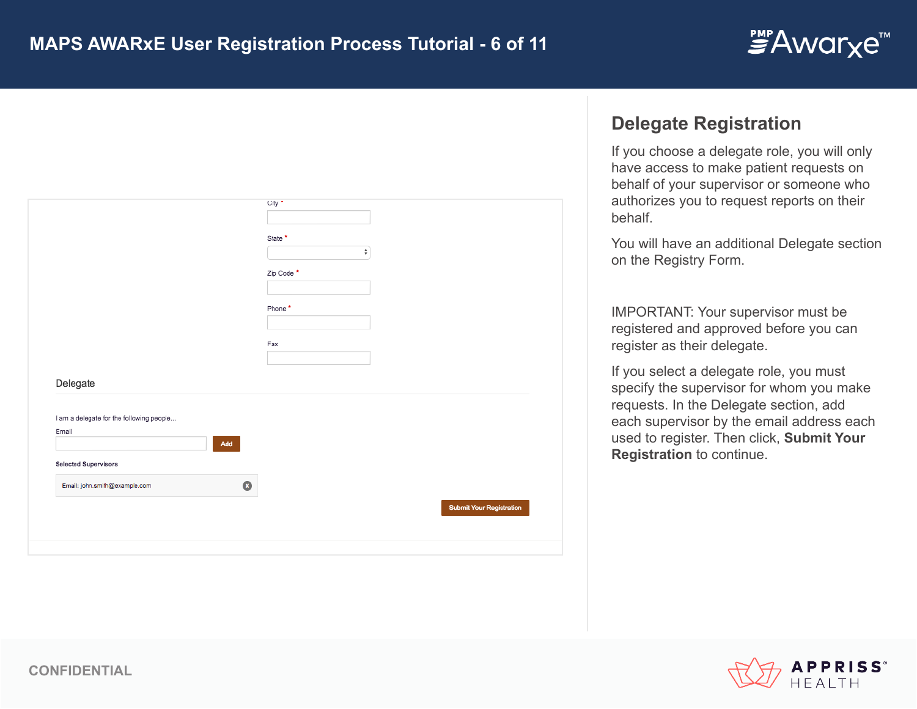# MAPS AWARxE User Registration Process Tutorial - 6 of 11

City *

State *

Zip Code *

Phone *

Fax

Delegate

I am a delegate for the following people...

Email

Add

Selected Supervisors

Email: john.smith@example.com

Submit Your Registration

## Delegate Registration

If you choose a delegate role, you will only have access to make patient requests on behalf of your supervisor or someone who authorizes you to request reports on their behalf.

You will have an additional Delegate section on the Registry Form.

IMPORTANT: Your supervisor must be registered and approved before you can register as their delegate.

If you select a delegate role, you must specify the supervisor for whom you make requests. In the Delegate section, add each supervisor by the email address each used to register. Then click, **Submit Your Registration** to continue.

CONFIDENTIAL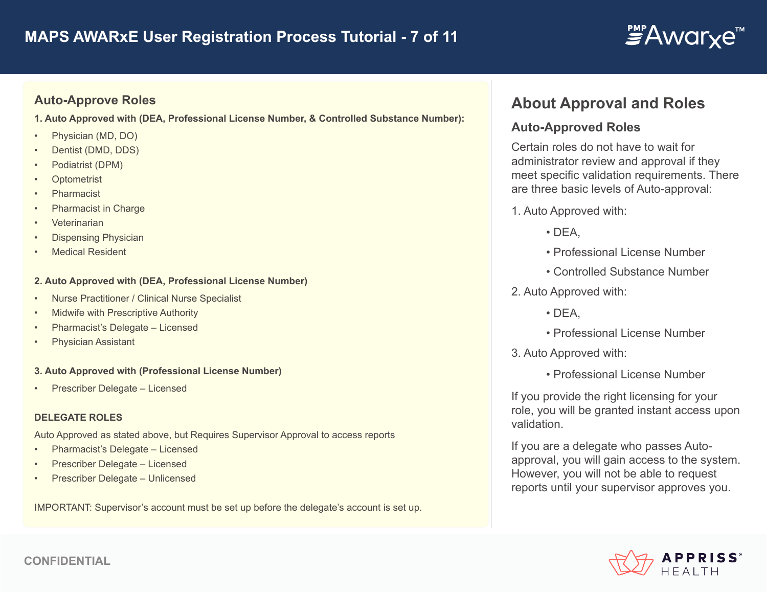## Auto-Approve Roles

**1. Auto Approved with (DEA, Professional License Number, & Controlled Substance Number):**

- Physician (MD, DO)
- Dentist (DMD, DDS)
- Podiatrist (DPM)
- Optometrist
- Pharmacist
- Pharmacist in Charge
- Veterinarian
- Dispensing Physician
- Medical Resident

**2. Auto Approved with (DEA, Professional License Number)**

- Nurse Practitioner / Clinical Nurse Specialist
- Midwife with Prescriptive Authority
- Pharmacist's Delegate – Licensed
- Physician Assistant

**3. Auto Approved with (Professional License Number)**

- Prescriber Delegate – Licensed

**DELEGATE ROLES**

Auto Approved as stated above, but Requires Supervisor Approval to access reports

- Pharmacist's Delegate – Licensed
- Prescriber Delegate – Licensed
- Prescriber Delegate – Unlicensed

IMPORTANT: Supervisor's account must be set up before the delegate's account is set up.

## About Approval and Roles

### Auto-Approved Roles

Certain roles do not have to wait for administrator review and approval if they meet specific validation requirements. There are three basic levels of Auto-approval:

1. Auto Approved with:
   - DEA,
   - Professional License Number
   - Controlled Substance Number
2. Auto Approved with:
   - DEA,
   - Professional License Number
3. Auto Approved with:
   - Professional License Number

If you provide the right licensing for your role, you will be granted instant access upon validation.

If you are a delegate who passes Auto-approval, you will gain access to the system. However, you will not be able to request reports until your supervisor approves you.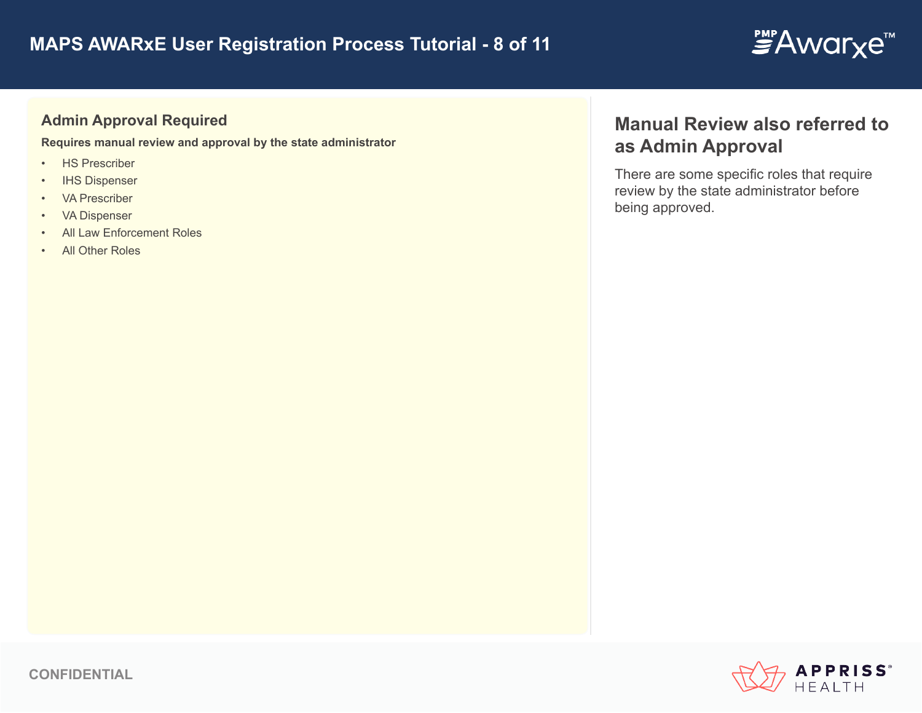## Admin Approval Required

**Requires manual review and approval by the state administrator**

- HS Prescriber
- IHS Dispenser
- VA Prescriber
- VA Dispenser
- All Law Enforcement Roles
- All Other Roles

## Manual Review also referred to as Admin Approval

There are some specific roles that require review by the state administrator before being approved.

CONFIDENTIAL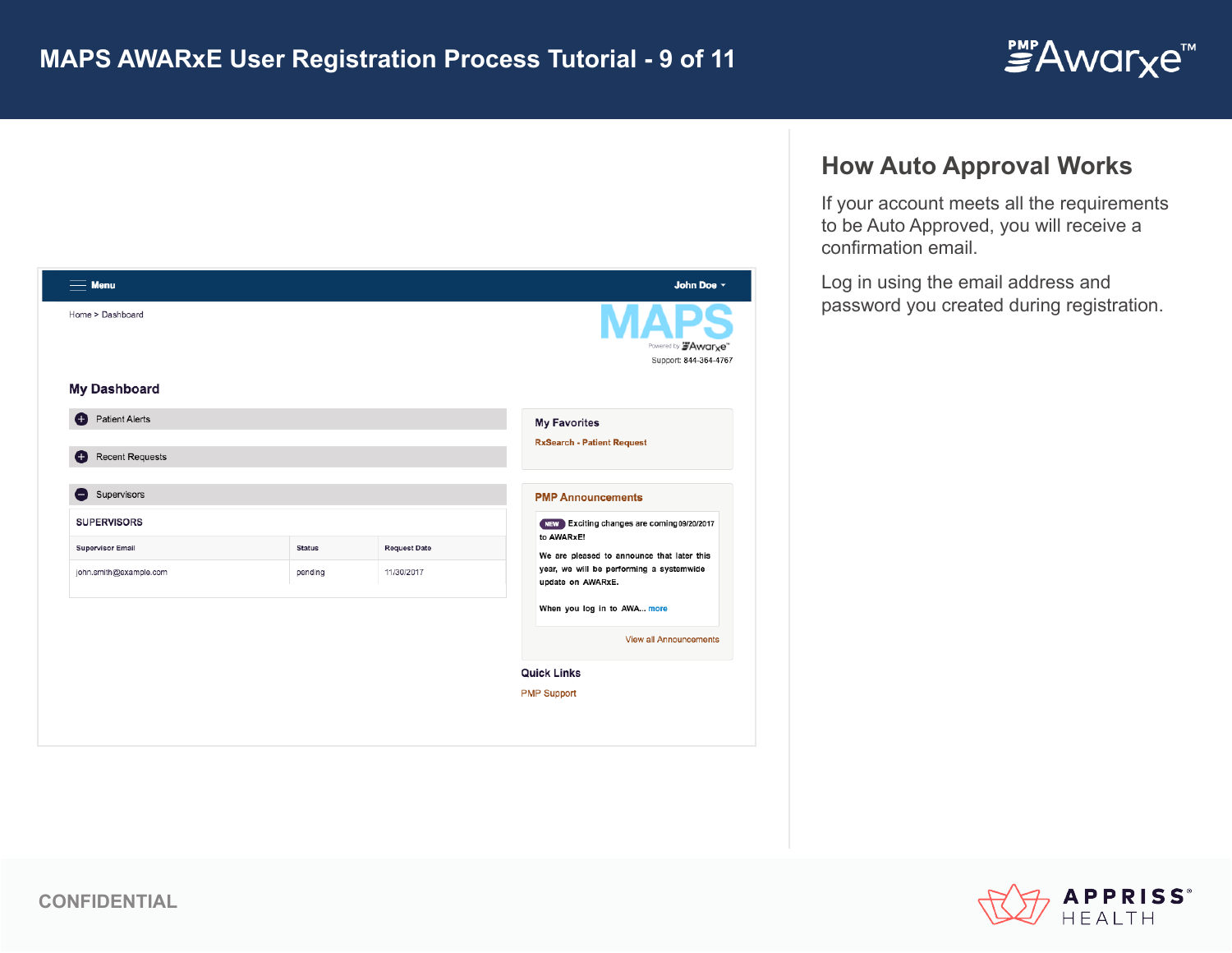# MAPS AWARxE User Registration Process Tutorial

Menu | John Doe

Home > Dashboard

MAPS

Powered by Awarxe

Support: 844-364-4767

## My Dashboard

- Patient Alerts
- Recent Requests
- Supervisors

**SUPERVISORS**

| Supervisor Email | Status | Request Date |
|---|---|---|
| john.smith@example.com | pending | 11/30/2017 |

**My Favorites**

RxSearch - Patient Request

**PMP Announcements**

NEW Exciting changes are coming to AWARxE! 09/20/2017

We are pleased to announce that later this year, we will be performing a systemwide update on AWARxE.

When you log in to AWA... more

View all Announcements

**Quick Links**

PMP Support

## How Auto Approval Works

If your account meets all the requirements to be Auto Approved, you will receive a confirmation email.

Log in using the email address and password you created during registration.

CONFIDENTIAL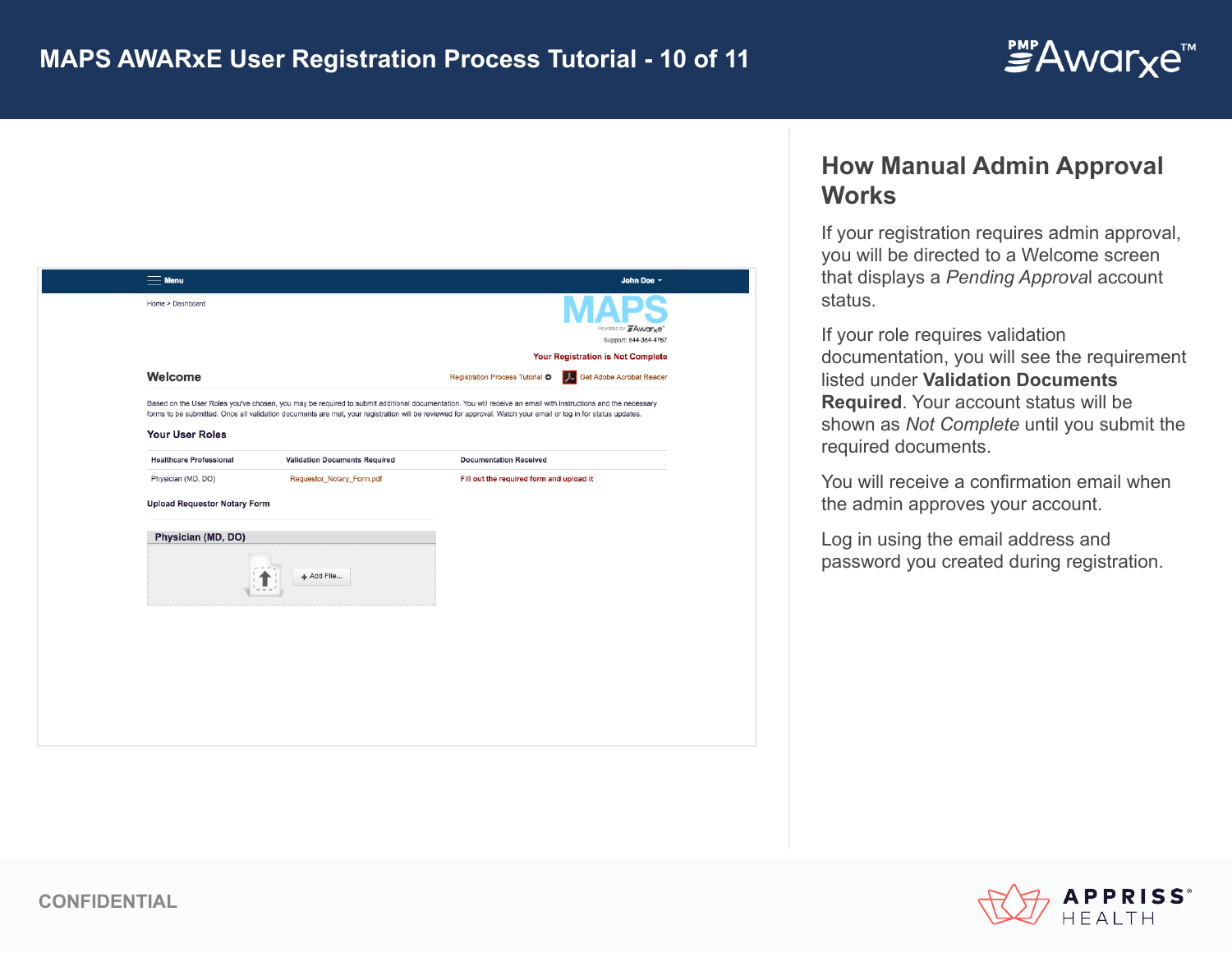## How Manual Admin Approval Works

If your registration requires admin approval, you will be directed to a Welcome screen that displays a *Pending Approval* account status.

If your role requires validation documentation, you will see the requirement listed under **Validation Documents Required**. Your account status will be shown as *Not Complete* until you submit the required documents.

You will receive a confirmation email when the admin approves your account.

Log in using the email address and password you created during registration.

Menu John Doe

Home > Dashboard

MAPS Powered by Awarxe

Support: 844-364-4767

Your Registration is Not Complete

### Welcome

Registration Process Tutorial Get Adobe Acrobat Reader

Based on the User Roles you've chosen, you may be required to submit additional documentation. You will receive an email with instructions and the necessary forms to be submitted. Once all validation documents are met, your registration will be reviewed for approval. Watch your email or log in for status updates.

**Your User Roles**

| Healthcare Professional | Validation Documents Required | Documentation Received |
| --- | --- | --- |
| Physician (MD, DO) | Requestor_Notary_Form.pdf | Fill out the required form and upload it |

**Upload Requestor Notary Form**

**Physician (MD, DO)**

+ Add File...

CONFIDENTIAL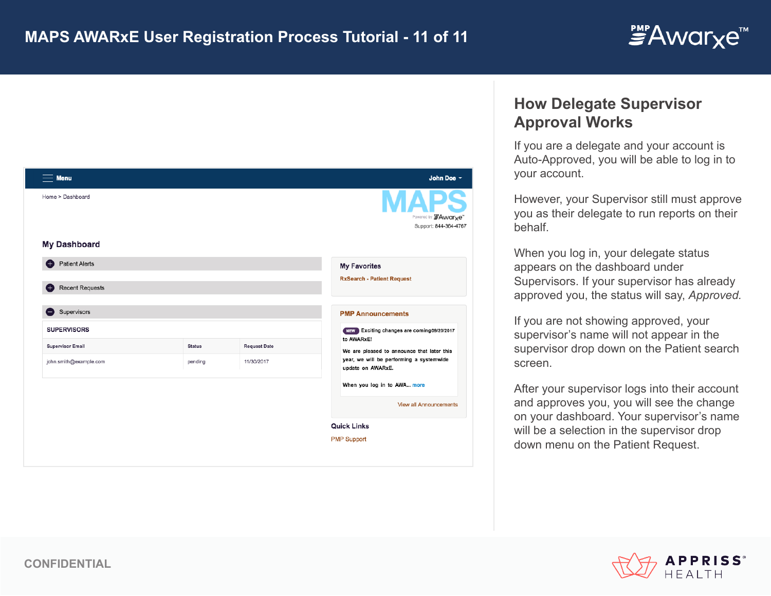# MAPS AWARxE User Registration Process Tutorial - 11 of 11

Menu John Doe

Home > Dashboard

MAPS

Powered by Awarxe

Support: 844-364-4767

My Dashboard

Patient Alerts

Recent Requests

Supervisors

SUPERVISORS

| Supervisor Email | Status | Request Date |
|---|---|---|
| john.smith@example.com | pending | 11/30/2017 |

My Favorites

RxSearch - Patient Request

PMP Announcements

NEW Exciting changes are coming09/20/2017 to AWARxE!

We are pleased to announce that later this year, we will be performing a systemwide update on AWARxE.

When you log in to AWA... more

View all Announcements

Quick Links

PMP Support

## How Delegate Supervisor Approval Works

If you are a delegate and your account is Auto-Approved, you will be able to log in to your account.

However, your Supervisor still must approve you as their delegate to run reports on their behalf.

When you log in, your delegate status appears on the dashboard under Supervisors. If your supervisor has already approved you, the status will say, *Approved.*

If you are not showing approved, your supervisor's name will not appear in the supervisor drop down on the Patient search screen.

After your supervisor logs into their account and approves you, you will see the change on your dashboard. Your supervisor's name will be a selection in the supervisor drop down menu on the Patient Request.

CONFIDENTIAL